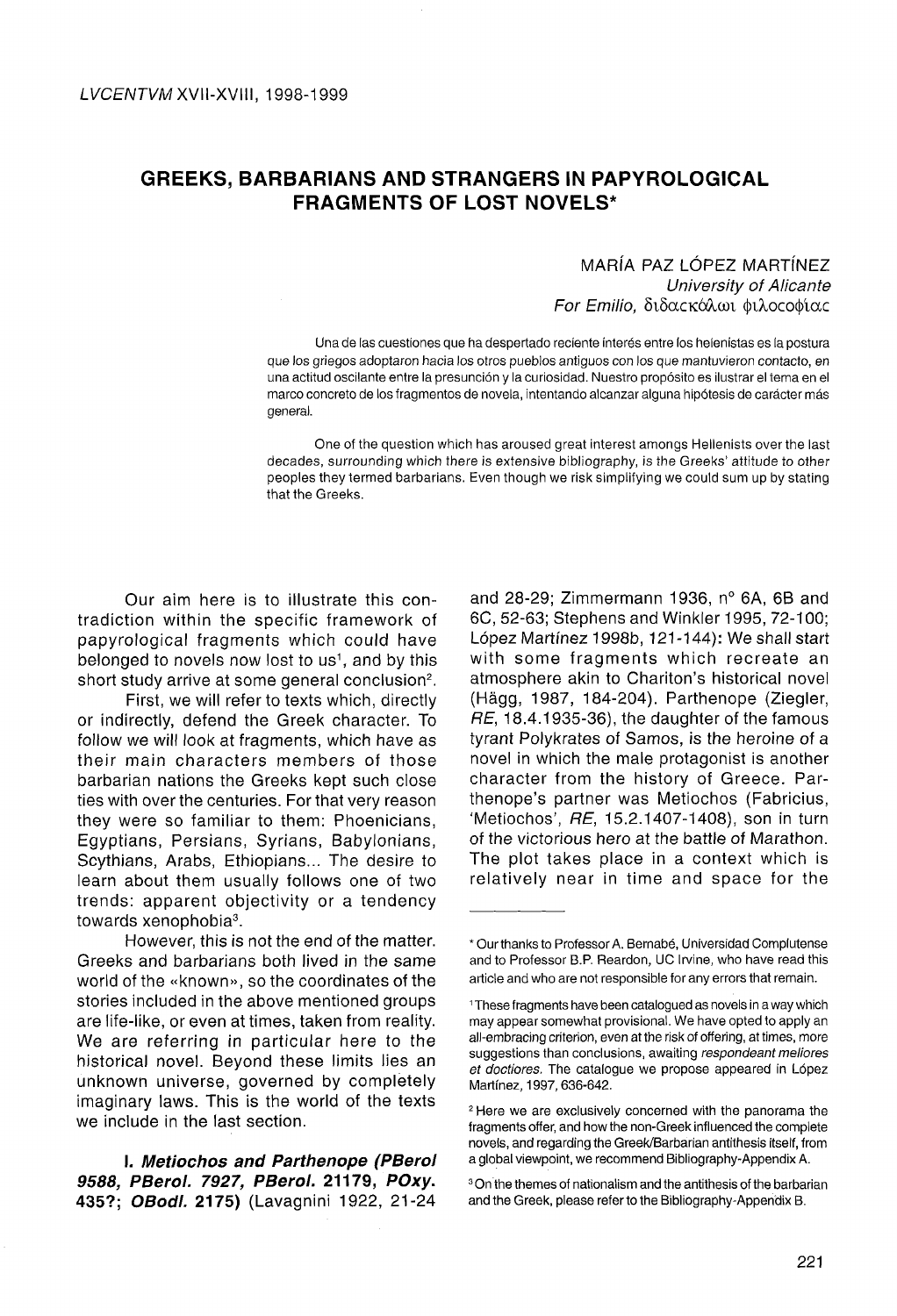# GREEKS, BARBARIANS AND STRANGERS IN PAPYROLOGICAL FRAGMENTS OF LOST NOVELS*

MARÍA PAZ LÓPEZ MARTÍNEZ
*University of Alicante*
*For Emilio, διδασκάλωι φιλοσοφίας*

Una de las cuestiones que ha despertado reciente interés entre los helenistas es la postura que los griegos adoptaron hacia los otros pueblos antiguos con los que mantuvieron contacto, en una actitud oscilante entre la presunción y la curiosidad. Nuestro propósito es ilustrar el tema en el marco concreto de los fragmentos de novela, intentando alcanzar alguna hipótesis de carácter más general.

One of the question which has aroused great interest amongs Hellenists over the last decades, surrounding which there is extensive bibliography, is the Greeks' attitude to other peoples they termed barbarians. Even though we risk simplifying we could sum up by stating that the Greeks.

Our aim here is to illustrate this contradiction within the specific framework of papyrological fragments which could have belonged to novels now lost to us[1], and by this short study arrive at some general conclusion[2].

First, we will refer to texts which, directly or indirectly, defend the Greek character. To follow we will look at fragments, which have as their main characters members of those barbarian nations the Greeks kept such close ties with over the centuries. For that very reason they were so familiar to them: Phoenicians, Egyptians, Persians, Syrians, Babylonians, Scythians, Arabs, Ethiopians... The desire to learn about them usually follows one of two trends: apparent objectivity or a tendency towards xenophobia[3].

However, this is not the end of the matter. Greeks and barbarians both lived in the same world of the «known», so the coordinates of the stories included in the above mentioned groups are life-like, or even at times, taken from reality. We are referring in particular here to the historical novel. Beyond these limits lies an unknown universe, governed by completely imaginary laws. This is the world of the texts we include in the last section.

**I. *Metiochos and Parthenope (PBerol 9588, PBerol. 7927, PBerol.* 21179, *POxy.* 435?; *OBodl.* 2175)** (Lavagnini 1922, 21-24 and 28-29; Zimmermann 1936, n° 6A, 6B and 6C, 52-63; Stephens and Winkler 1995, 72-100; López Martínez 1998b, 121-144): We shall start with some fragments which recreate an atmosphere akin to Chariton's historical novel (Hägg, 1987, 184-204). Parthenope (Ziegler, *RE*, 18.4.1935-36), the daughter of the famous tyrant Polykrates of Samos, is the heroine of a novel in which the male protagonist is another character from the history of Greece. Parthenope's partner was Metiochos (Fabricius, 'Metiochos', *RE*, 15.2.1407-1408), son in turn of the victorious hero at the battle of Marathon. The plot takes place in a context which is relatively near in time and space for the

---

\* Our thanks to Professor A. Bernabé, Universidad Complutense and to Professor B.P. Reardon, UC Irvine, who have read this article and who are not responsible for any errors that remain.

[1] These fragments have been catalogued as novels in a way which may appear somewhat provisional. We have opted to apply an all-embracing criterion, even at the risk of offering, at times, more suggestions than conclusions, awaiting *respondeant meliores et doctiores*. The catalogue we propose appeared in López Martínez, 1997, 636-642.

[2] Here we are exclusively concerned with the panorama the fragments offer, and how the non-Greek influenced the complete novels, and regarding the Greek/Barbarian antithesis itself, from a global viewpoint, we recommend Bibliography-Appendix A.

[3] On the themes of nationalism and the antithesis of the barbarian and the Greek, please refer to the Bibliography-Appendix B.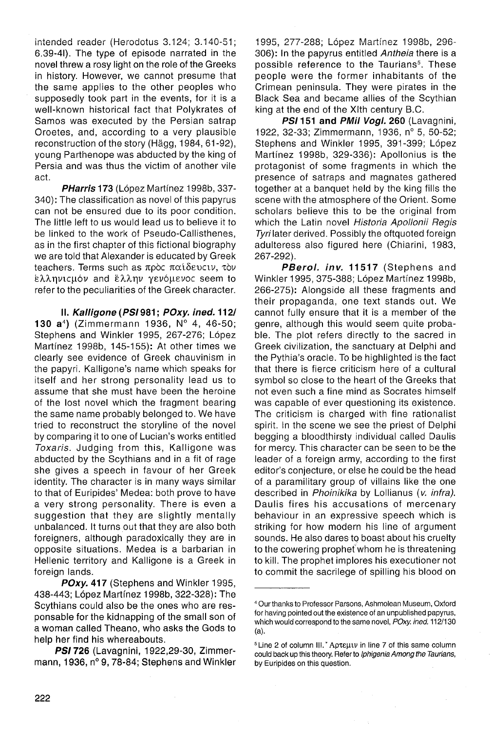intended reader (Herodotus 3.124; 3.140-51; 6.39-4l). The type of episode narrated in the novel threw a rosy light on the role of the Greeks in history. However, we cannot presume that the same applies to the other peoples who supposedly took part in the events, for it is a well-known historical fact that Polykrates of Samos was executed by the Persian satrap Oroetes, and, according to a very plausible reconstruction of the story (Hägg, 1984, 61-92), young Parthenope was abducted by the king of Persia and was thus the victim of another vile act.

***PHarris* 173** (López Martínez 1998b, 337-340)**:** The classification as novel of this papyrus can not be ensured due to its poor condition. The little left to us would lead us to believe it to be linked to the work of Pseudo-Callisthenes, as in the first chapter of this fictional biography we are told that Alexander is educated by Greek teachers. Terms such as πρὸς παίδευςιν, τὸν ἑλληνιςμόν and ἕλλην γενόμενος seem to refer to the peculiarities of the Greek character.

**II. *Kalligone* (*PSI* 981; *POxy. ined.* 112/130 a[4])** (Zimmermann 1936, N° 4, 46-50; Stephens and Winkler 1995, 267-276; López Martínez 1998b, 145-155)**:** At other times we clearly see evidence of Greek chauvinism in the papyri. Kalligone's name which speaks for itself and her strong personality lead us to assume that she must have been the heroine of the lost novel which the fragment bearing the same name probably belonged to. We have tried to reconstruct the storyline of the novel by comparing it to one of Lucian's works entitled *Toxaris*. Judging from this, Kalligone was abducted by the Scythians and in a fit of rage she gives a speech in favour of her Greek identity. The character is in many ways similar to that of Euripides' Medea: both prove to have a very strong personality. There is even a suggestion that they are slightly mentally unbalanced. It turns out that they are also both foreigners, although paradoxically they are in opposite situations. Medea is a barbarian in Hellenic territory and Kalligone is a Greek in foreign lands.

***POxy.* 417** (Stephens and Winkler 1995, 438-443; López Martínez 1998b, 322-328)**:** The Scythians could also be the ones who are responsable for the kidnapping of the small son of a woman called Theano, who asks the Gods to help her find his whereabouts.

***PSI* 726** (Lavagnini, 1922,29-30, Zimmermann, 1936, n° 9, 78-84; Stephens and Winkler 1995, 277-288; López Martínez 1998b, 296-306)**:** In the papyrus entitled *Antheia* there is a possible reference to the Taurians[5]. These people were the former inhabitants of the Crimean peninsula. They were pirates in the Black Sea and became allies of the Scythian king at the end of the XIth century B.C.

***PSI* 151 and *PMil Vogl.* 260** (Lavagnini, 1922, 32-33; Zimmermann, 1936, n° 5, 50-52; Stephens and Winkler 1995, 391-399; López Martínez 1998b, 329-336)**:** Apollonius is the protagonist of some fragments in which the presence of satraps and magnates gathered together at a banquet held by the king fills the scene with the atmosphere of the Orient. Some scholars believe this to be the original from which the Latin novel *Historia Apollonii Regis Tyri* later derived. Possibly the oftquoted foreign adulteress also figured here (Chiarini, 1983, 267-292).

***PBerol. inv.* 11517** (Stephens and Winkler 1995, 375-388; López Martínez 1998b, 266-275)**:** Alongside all these fragments and their propaganda, one text stands out. We cannot fully ensure that it is a member of the genre, although this would seem quite probable. The plot refers directly to the sacred in Greek civilization, the sanctuary at Delphi and the Pythia's oracle. To be highlighted is the fact that there is fierce criticism here of a cultural symbol so close to the heart of the Greeks that not even such a fine mind as Socrates himself was capable of ever questioning its existence. The criticism is charged with fine rationalist spirit. In the scene we see the priest of Delphi begging a bloodthirsty individual called Daulis for mercy. This character can be seen to be the leader of a foreign army, according to the first editor's conjecture, or else he could be the head of a paramilitary group of villains like the one described in *Phoinikika* by Lollianus (*v. infra)*. Daulis fires his accusations of mercenary behaviour in an expressive speech which is striking for how modern his line of argument sounds. He also dares to boast about his cruelty to the cowering prophet whom he is threatening to kill. The prophet implores his executioner not to commit the sacrilege of spilling his blood on

---

[4] Our thanks to Professor Parsons, Ashmolean Museum, Oxford for having pointed out the existence of an unpublished papyrus, which would correspond to the same novel, *POxy. ined.* 112/130 (a).

[5] Line 2 of column III. ᾿Αρτεμιν in line 7 of this same column could back up this theory. Refer to *Iphigenia Among the Taurians*, by Euripides on this question.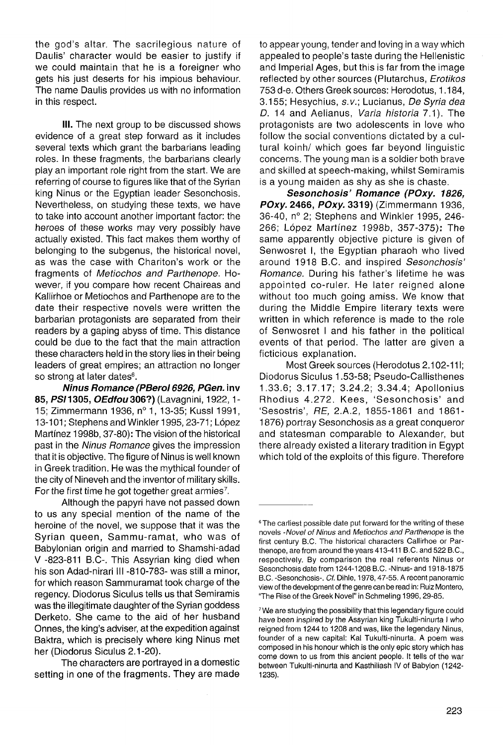the god's altar. The sacrilegious nature of Daulis' character would be easier to justify if we could maintain that he is a foreigner who gets his just deserts for his impious behaviour. The name Daulis provides us with no information in this respect.

**III.** The next group to be discussed shows evidence of a great step forward as it includes several texts which grant the barbarians leading roles. In these fragments, the barbarians clearly play an important role right from the start. We are referring of course to figures like that of the Syrian king Ninus or the Egyptian leader Sesonchosis. Nevertheless, on studying these texts, we have to take into account another important factor: the heroes of these works may very possibly have actually existed. This fact makes them worthy of belonging to the subgenus, the historical novel, as was the case with Chariton's work or the fragments of *Metiochos and Parthenope*. However, if you compare how recent Chaireas and Kallirhoe or Metiochos and Parthenope are to the date their respective novels were written the barbarian protagonists are separated from their readers by a gaping abyss of time. This distance could be due to the fact that the main attraction these characters held in the story lies in their being leaders of great empires; an attraction no longer so strong at later dates[6].

***Ninus Romance (PBerol 6926, PGen. inv 85, PSI 1305, OEdfou 306?)*** (Lavagnini, 1922, 1-15; Zimmermann 1936, nº 1, 13-35; Kussl 1991, 13-101; Stephens and Winkler 1995, 23-71; López Martínez 1998b, 37-80)**:** The vision of the historical past in the *Ninus Romance* gives the impression that it is objective. The figure of Ninus is well known in Greek tradition. He was the mythical founder of the city of Nineveh and the inventor of military skills. For the first time he got together great armies[7].

Although the papyri have not passed down to us any special mention of the name of the heroine of the novel, we suppose that it was the Syrian queen, Sammu-ramat, who was of Babylonian origin and married to Shamshi-adad V -823-811 B.C-. This Assyrian king died when his son Adad-nirari III -810-783- was still a minor, for which reason Sammuramat took charge of the regency. Diodorus Siculus tells us that Semiramis was the illegitimate daughter of the Syrian goddess Derketo. She came to the aid of her husband Onnes, the king's adviser, at the expedition against Baktra, which is precisely where king Ninus met her (Diodorus Siculus 2.1-20).

The characters are portrayed in a domestic setting in one of the fragments. They are made to appear young, tender and loving in a way which appealed to people's taste during the Hellenistic and Imperial Ages, but this is far from the image reflected by other sources (Plutarchus, *Erotikos* 753 d-e. Others Greek sources: Herodotus, 1.184, 3.155; Hesychius, *s.v.*; Lucianus, *De Syria dea D.* 14 and Aelianus, *Varia historia* 7.1). The protagonists are two adolescents in love who follow the social conventions dictated by a cultural koinh/ which goes far beyond linguistic concerns. The young man is a soldier both brave and skilled at speech-making, whilst Semiramis is a young maiden as shy as she is chaste.

***Sesonchosis' Romance (POxy. 1826, POxy. 2466, POxy. 3319)*** (Zimmermann 1936, 36-40, nº 2; Stephens and Winkler 1995, 246-266; López Martínez 1998b, 357-375)**:** The same apparently objective picture is given of Senwosret I, the Egyptian pharaoh who lived around 1918 B.C. and inspired *Sesonchosis' Romance*. During his father's lifetime he was appointed co-ruler. He later reigned alone without too much going amiss. We know that during the Middle Empire literary texts were written in which reference is made to the role of Senwosret I and his father in the political events of that period. The latter are given a ficticious explanation.

Most Greek sources (Herodotus 2.102-111; Diodorus Siculus 1.53-58; Pseudo-Callisthenes 1.33.6; 3.17.17; 3.24.2; 3.34.4; Apollonius Rhodius 4.272. Kees, 'Sesonchosis' and 'Sesostris', *RE*, 2.A.2, 1855-1861 and 1861-1876) portray Sesonchosis as a great conqueror and statesman comparable to Alexander, but there already existed a literary tradition in Egypt which told of the exploits of this figure. Therefore

---

[6] The carliest possible date put forward for the writing of these novels -*Novel of Ninus* and *Metiochos and Parthenope* is the first century B.C. The historical characters Callirhoe or Parthenope, are from around the years 413-411 B.C. and 522 B.C., respectively. By comparison the real referents Ninus or Sesonchosis date from 1244-1208 B.C. -Ninus- and 1918-1875 B.C. -Sesonchosis-. *Cf.* Dihle, 1978, 47-55. A recent panoramic view of the development of the genre can be read in: Ruiz Montero, "The Rise of the Greek Novel" in Schmeling 1996, 29-85.

[7] We are studying the possibility that this legendary figure could have been inspired by the Assyrian king Tukulti-ninurta I who reigned from 1244 to 1208 and was, like the legendary Ninus, founder of a new capital: Kal Tukulti-ninurta. A poem was composed in his honour which is the only epic story which has come down to us from this ancient people. It tells of the war between Tukulti-ninurta and Kasthiliash IV of Babylon (1242-1235).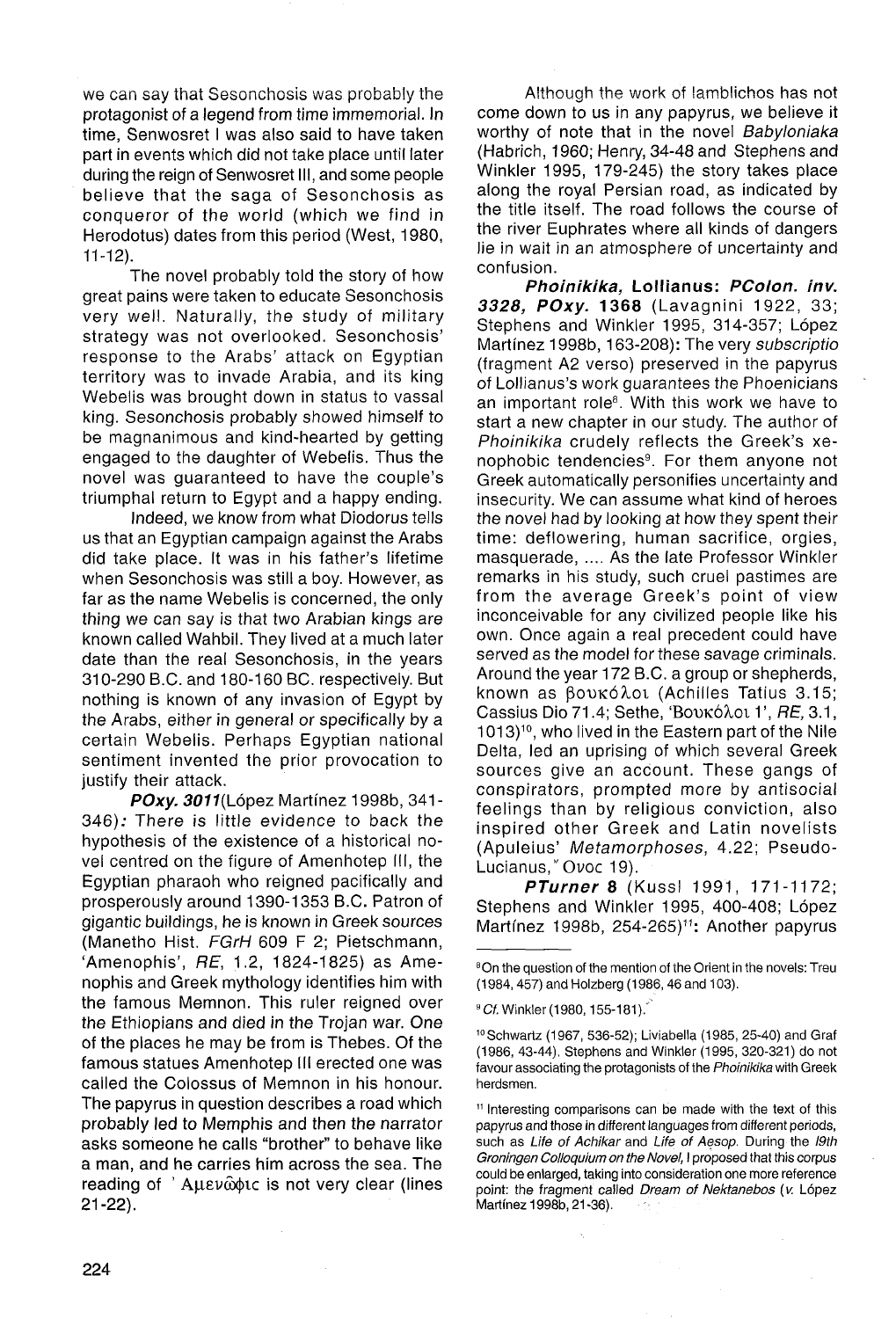we can say that Sesonchosis was probably the protagonist of a legend from time immemorial. In time, Senwosret I was also said to have taken part in events which did not take place until later during the reign of Senwosret III, and some people believe that the saga of Sesonchosis as conqueror of the world (which we find in Herodotus) dates from this period (West, 1980, 11-12).

The novel probably told the story of how great pains were taken to educate Sesonchosis very well. Naturally, the study of military strategy was not overlooked. Sesonchosis' response to the Arabs' attack on Egyptian territory was to invade Arabia, and its king Webelis was brought down in status to vassal king. Sesonchosis probably showed himself to be magnanimous and kind-hearted by getting engaged to the daughter of Webelis. Thus the novel was guaranteed to have the couple's triumphal return to Egypt and a happy ending.

Indeed, we know from what Diodorus tells us that an Egyptian campaign against the Arabs did take place. It was in his father's lifetime when Sesonchosis was still a boy. However, as far as the name Webelis is concerned, the only thing we can say is that two Arabian kings are known called Wahbil. They lived at a much later date than the real Sesonchosis, in the years 310-290 B.C. and 180-160 BC. respectively. But nothing is known of any invasion of Egypt by the Arabs, either in general or specifically by a certain Webelis. Perhaps Egyptian national sentiment invented the prior provocation to justify their attack.

***POxy. 3011***(López Martínez 1998b, 341-346)*:* There is little evidence to back the hypothesis of the existence of a historical novel centred on the figure of Amenhotep III, the Egyptian pharaoh who reigned pacifically and prosperously around 1390-1353 B.C. Patron of gigantic buildings, he is known in Greek sources (Manetho Hist. *FGrH* 609 F 2; Pietschmann, 'Amenophis', *RE*, 1.2, 1824-1825) as Amenophis and Greek mythology identifies him with the famous Memnon. This ruler reigned over the Ethiopians and died in the Trojan war. One of the places he may be from is Thebes. Of the famous statues Amenhotep III erected one was called the Colossus of Memnon in his honour. The papyrus in question describes a road which probably led to Memphis and then the narrator asks someone he calls "brother" to behave like a man, and he carries him across the sea. The reading of ' Αμενῶφις is not very clear (lines 21-22).

Although the work of Iamblichos has not come down to us in any papyrus, we believe it worthy of note that in the novel *Babyloniaka* (Habrich, 1960; Henry, 34-48 and Stephens and Winkler 1995, 179-245) the story takes place along the royal Persian road, as indicated by the title itself. The road follows the course of the river Euphrates where all kinds of dangers lie in wait in an atmosphere of uncertainty and confusion.

***Phoinikika*****, Lollianus: *PColon. inv. 3328, POxy.* 1368** (Lavagnini 1922, 33; Stephens and Winkler 1995, 314-357; López Martínez 1998b, 163-208)**:** The very *subscriptio* (fragment A2 verso) preserved in the papyrus of Lollianus's work guarantees the Phoenicians an important role[8]. With this work we have to start a new chapter in our study. The author of *Phoinikika* crudely reflects the Greek's xenophobic tendencies[9]. For them anyone not Greek automatically personifies uncertainty and insecurity. We can assume what kind of heroes the novel had by looking at how they spent their time: deflowering, human sacrifice, orgies, masquerade, .... As the late Professor Winkler remarks in his study, such cruel pastimes are from the average Greek's point of view inconceivable for any civilized people like his own. Once again a real precedent could have served as the model for these savage criminals. Around the year 172 B.C. a group or shepherds, known as βουκόλοι (Achilles Tatius 3.15; Cassius Dio 71.4; Sethe, 'Βουκόλοι 1', *RE*, 3.1, 1013)[10], who lived in the Eastern part of the Nile Delta, led an uprising of which several Greek sources give an account. These gangs of conspirators, prompted more by antisocial feelings than by religious conviction, also inspired other Greek and Latin novelists (Apuleius' *Metamorphoses*, 4.22; Pseudo-Lucianus, Ὄνος 19).

***PTurner* 8** (Kussl 1991, 171-1172; Stephens and Winkler 1995, 400-408; López Martínez 1998b, 254-265)[11]**:** Another papyrus

---

[8] On the question of the mention of the Orient in the novels: Treu (1984, 457) and Holzberg (1986, 46 and 103).

[9] *Cf.* Winkler (1980, 155-181).

[10] Schwartz (1967, 536-52); Liviabella (1985, 25-40) and Graf (1986, 43-44). Stephens and Winkler (1995, 320-321) do not favour associating the protagonists of the *Phoinikika* with Greek herdsmen.

[11] Interesting comparisons can be made with the text of this papyrus and those in different languages from different periods, such as *Life of Achikar* and *Life of Aesop*. During the *19th Groningen Colloquium on the Novel*, I proposed that this corpus could be enlarged, taking into consideration one more reference point: the fragment called *Dream of Nektanebos* (v. López Martínez 1998b, 21-36).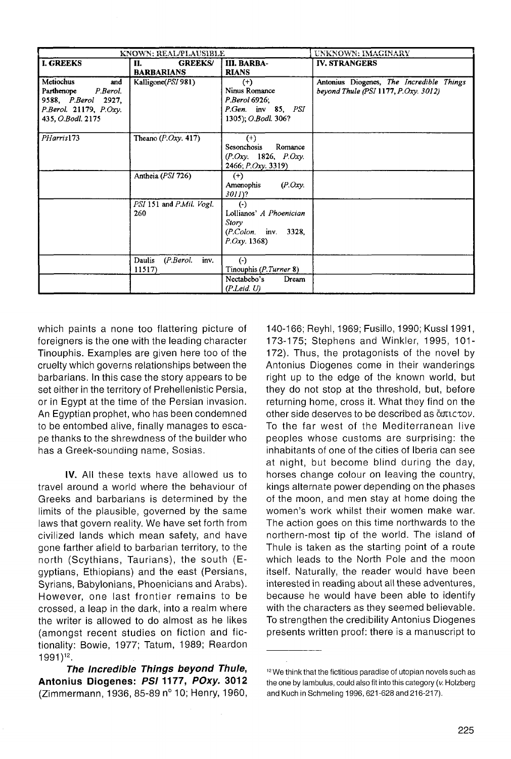| KNOWN: REAL/PLAUSIBLE | | | UNKNOWN: IMAGINARY |
|---|---|---|---|
| **I. GREEKS** | **II. GREEKS/ BARBARIANS** | **III. BARBA-RIANS** | **IV. STRANGERS** |
| Metiochus and Parthenope *P.Berol.* 9588, *P.Berol* 2927, *P.Berol.* 21179, *P.Oxy.* 435, *O.Bodl.* 2175 | Kalligone(*PSI* 981) | (+) Ninus Romance *P.Berol* 6926; *P.Gen.* inv 85, *PSI* 1305); *O.Bodl.* 306? | Antonius Diogenes, *The Incredible Things beyond Thule* (*PSI* 1177, *P.Oxy.* 3012) |
| *PHarris*173 | Theano (*P.Oxy.* 417) | (+) Sesonchosis Romance (*P.Oxy.* 1826, *P.Oxy.* 2466; *P.Oxy.* 3319) | |
| | Antheia (*PSI* 726) | (+) Amenophis (*P.Oxy.* 3011)? | |
| | *PSI* 151 and *P.Mil. Vogl.* 260 | (-) Lollianos' *A Phoenician Story* (*P.Colon.* inv. 3328, *P.Oxy.* 1368) | |
| | Daulis (*P.Berol.* inv. 11517) | (-) Tinouphis (*P.Turner* 8) | |
| | | Nectabebo's Dream (*P.Leid. U*) | |

which paints a none too flattering picture of foreigners is the one with the leading character Tinouphis. Examples are given here too of the cruelty which governs relationships between the barbarians. In this case the story appears to be set either in the territory of Prehellenistic Persia, or in Egypt at the time of the Persian invasion. An Egyptian prophet, who has been condemned to be entombed alive, finally manages to escape thanks to the shrewdness of the builder who has a Greek-sounding name, Sosias.

**IV.** All these texts have allowed us to travel around a world where the behaviour of Greeks and barbarians is determined by the limits of the plausible, governed by the same laws that govern reality. We have set forth from civilized lands which mean safety, and have gone farther afield to barbarian territory, to the north (Scythians, Taurians), the south (Egyptians, Ethiopians) and the east (Persians, Syrians, Babylonians, Phoenicians and Arabs). However, one last frontier remains to be crossed, a leap in the dark, into a realm where the writer is allowed to do almost as he likes (amongst recent studies on fiction and fictionality: Bowie, 1977; Tatum, 1989; Reardon 1991)[12].

***The Incredible Things beyond Thule,* Antonius Diogenes: *PSI* 1177, *POxy.* 3012** (Zimmermann, 1936, 85-89 n° 10; Henry, 1960, 140-166; Reyhl, 1969; Fusillo, 1990; Kussl 1991, 173-175; Stephens and Winkler, 1995, 101-172). Thus, the protagonists of the novel by Antonius Diogenes come in their wanderings right up to the edge of the known world, but they do not stop at the threshold, but, before returning home, cross it. What they find on the other side deserves to be described as ἄπιστον. To the far west of the Mediterranean live peoples whose customs are surprising: the inhabitants of one of the cities of Iberia can see at night, but become blind during the day, horses change colour on leaving the country, kings alternate power depending on the phases of the moon, and men stay at home doing the women's work whilst their women make war. The action goes on this time northwards to the northern-most tip of the world. The island of Thule is taken as the starting point of a route which leads to the North Pole and the moon itself. Naturally, the reader would have been interested in reading about all these adventures, because he would have been able to identify with the characters as they seemed believable. To strengthen the credibility Antonius Diogenes presents written proof: there is a manuscript to

---

[12] We think that the fictitious paradise of utopian novels such as the one by Iambulus, could also fit into this category (v. Holzberg and Kuch in Schmeling 1996, 621-628 and 216-217).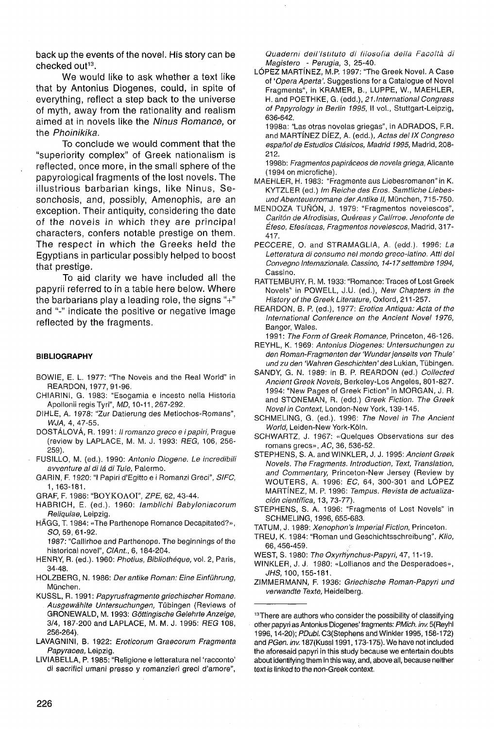back up the events of the novel. His story can be checked out[13].

We would like to ask whether a text like that by Antonius Diogenes, could, in spite of everything, reflect a step back to the universe of myth, away from the rationality and realism aimed at in novels like the *Ninus Romance,* or the *Phoinikika*.

To conclude we would comment that the "superiority complex" of Greek nationalism is reflected, once more, in the small sphere of the papyrological fragments of the lost novels. The illustrious barbarian kings, like Ninus, Sesonchosis, and, possibly, Amenophis, are an exception. Their antiquity, considering the date of the novels in which they are principal characters, confers notable prestige on them. The respect in which the Greeks held the Egyptians in particular possibly helped to boost that prestige.

To aid clarity we have included all the papyrii referred to in a table here below. Where the barbarians play a leading role, the signs "+" and "-" indicate the positive or negative image reflected by the fragments.

#### BIBLIOGRAPHY

BOWIE, E. L. 1977: "The Novels and the Real World" in REARDON, 1977, 91-96.

CHIARINI, G. 1983: "Esogamia e incesto nella Historia Apollonii regis Tyri", *MD*, 10-11, 267-292.

DIHLE, A. 1978: "Zur Datierung des Metiochos-Romans", *WJA*, 4, 47-55.

DOSTÁLOVÁ, R. 1991: *Il romanzo greco e i papiri*, Prague (review by LAPLACE, M. M. J. 1993: *REG*, 106, 256-259).

FUSILLO, M. (ed.). 1990: *Antonio Diogene. Le incredibili avventure al di là di Tule*, Palermo.

GARIN, F. 1920: "I Papiri d'Egitto e i Romanzi Greci", *SIFC*, 1, 163-181.

GRAF, F. 1986: "ΒΟΥΚΟΛΟΙ", *ZPE*, 62, 43-44.

HABRICH, E. (ed.). 1960: *Iamblichi Babyloniacorum Reliquiae*, Leipzig.

HÄGG, T. 1984: «The Parthenope Romance Decapitated?», *SO*, 59, 61-92.

1987: "Callirhoe and Parthenope. The beginnings of the historical novel", *ClAnt.*, 6, 184-204.

HENRY, R. (ed.). 1960: *Photius, Bibliothéque*, vol. 2, Paris, 34-48.

HOLZBERG, N. 1986: *Der antike Roman: Eine Einführung*, München.

KUSSL, R. 1991: *Papyrusfragmente griechischer Romane. Ausgewählte Untersuchungen*, Tübingen (Reviews of GRONEWALD, M. 1993: *Göttingische Gelehrte Anzeige*, 3/4, 187-200 and LAPLACE, M. M. J. 1995: *REG* 108, 256-264).

LAVAGNINI, B. 1922: *Eroticorum Graecorum Fragmenta Papyracea*, Leipzig.

LIVIABELLA, P. 1985: "Religione e letteratura nel 'racconto' di sacrifici umani presso y romanzieri greci d'amore", *Quaderni dell'Istituto di filosofia della Facoltà di Magistero - Perugia*, 3, 25-40.

LÓPEZ MARTÍNEZ, M.P. 1997: "The Greek Novel. A Case of '*Opera Aperta*'. Suggestions for a Catalogue of Novel Fragments", in KRAMER, B., LUPPE, W., MAEHLER, H. and POETHKE, G. (edd.), *21.International Congress of Papyrology in Berlin 1995*, II vol., Stuttgart-Leipzig, 636-642.

1998a: "Las otras novelas griegas", in ADRADOS, F.R. and MARTÍNEZ DÍEZ, A. (edd.), *Actas del IX Congreso español de Estudios Clásicos, Madrid 1995*, Madrid, 208-212.

1998b: *Fragmentos papiráceos de novela griega*, Alicante (1994 on microfiche).

MAEHLER, H. 1983: "Fragmente aus Liebesromanen" in K. KYTZLER (ed.) *Im Reiche des Eros. Samtliche Liebes- und Abenteuerromane der Antike II*, München, 715-750.

MENDOZA TUÑÓN, J. 1979: "Fragmentos novelescos", *Caritón de Afrodisias, Quéreas y Calírroe. Jenofonte de Éfeso, Efesíacas, Fragmentos novelescos*, Madrid, 317-417.

PECCERE, O. and STRAMAGLIA, A. (edd.). 1996: *La Letteratura di consumo nel mondo greco-latino. Atti del Convegno Internazionale. Cassino, 14-17 settembre 1994*, Cassino.

RATTEMBURY, R. M. 1933: "Romance: Traces of Lost Greek Novels" in POWELL, J.U. (ed.), *New Chapters in the History of the Greek Literature*, Oxford, 211-257.

REARDON, B. P. (ed.), 1977: *Erotica Antiqua: Acta of the International Conference on the Ancient Novel 1976*, Bangor, Wales.

1991: *The Form of Greek Romance*, Princeton, 46-126.

REYHL, K. 1969: *Antonius Diogenes: Untersuchungen zu den Roman-Fragmenten der 'Wunder jenseits von Thule' und zu den 'Wahren Geschichten' des* Lukian, Tübingen.

SANDY, G. N. 1989: in B. P. REARDON (ed.) *Collected Ancient Greek Novels*, Berkeley-Los Angeles, 801-827.

1994: "New Pages of Greek Fiction" in MORGAN, J. R. and STONEMAN, R. (edd.) *Greek Fiction. The Greek Novel in Context*, London-New York, 139-145.

SCHMELING, G. (ed.). 1996: *The Novel in The Ancient World*, Leiden-New York-Köln.

SCHWARTZ, J. 1967: «Quelques Observations sur des romans grecs», *AC*, 36, 536-52.

STEPHENS, S. A. and WINKLER, J. J. 1995: *Ancient Greek Novels. The Fragments. Introduction, Text, Translation, and Commentary*, Princeton-New Jersey (Review by WOUTERS, A. 1996: *EC*, 64, 300-301 and LÓPEZ MARTÍNEZ, M. P. 1996: *Tempus. Revista de actualización científica*, 13, 73-77).

STEPHENS, S. A. 1996: "Fragments of Lost Novels" in SCHMELING, 1996, 655-683.

TATUM, J. 1989: *Xenophon's Imperial Fiction*, Princeton.

TREU, K. 1984: "Roman und Geschichtsschreibung", *Klio*, 66, 456-459.

WEST, S. 1980: *The Oxyrhynchus-Papyri*, 47, 11-19.

WINKLER, J. J. 1980: «Lollianos and the Desperadoes», *JHS*, 100, 155-181.

ZIMMERMANN, F. 1936: *Griechische Roman-Papyri und verwandte Texte*, Heidelberg.

---

[13] There are authors who consider the possibility of classifying other papyri as Antonius Diogenes' fragments: *PMich. inv.* 5(Reyhl 1996, 14-20); *PDubl.* C3(Stephens and Winkler 1995, 158-172) and *PGen. inv.* 187(Kussl 1991, 173-175). We have not included the aforesaid papyri in this study because we entertain doubts about identifying them in this way, and, above all, because neither text is linked to the non-Greek context.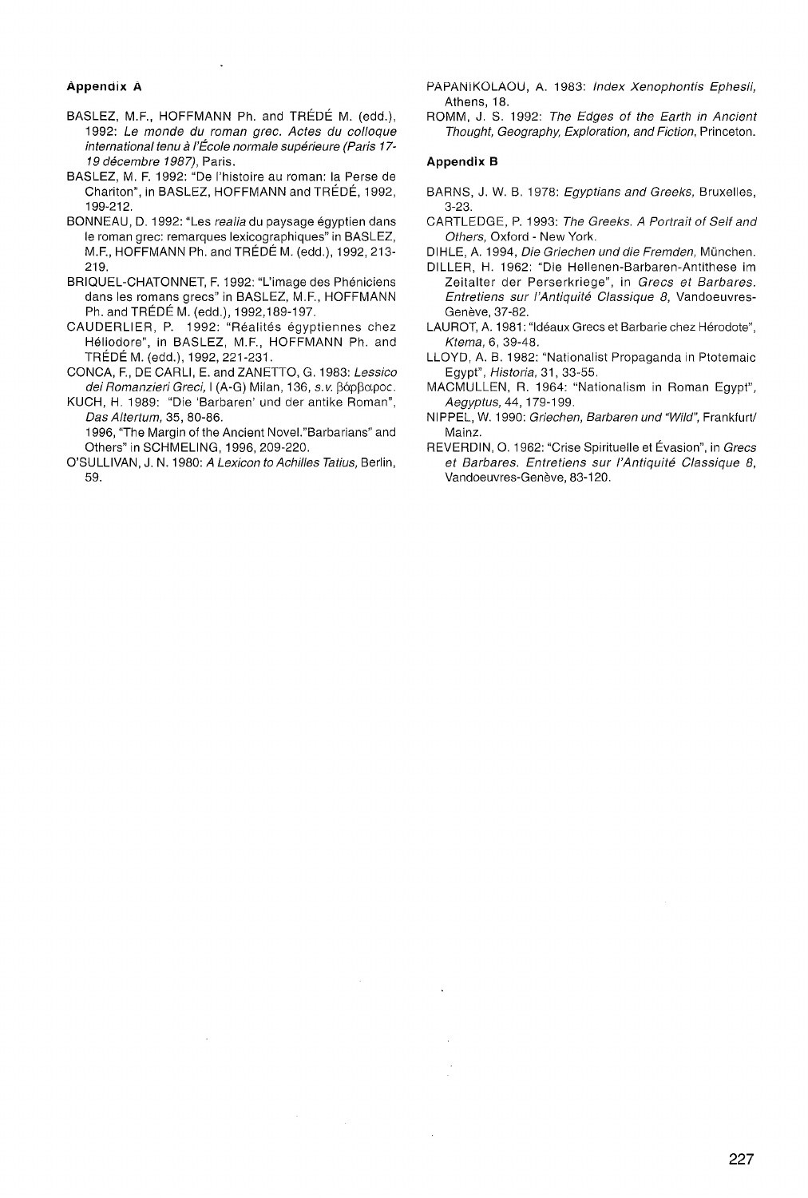### Appendix A

BASLEZ, M.F., HOFFMANN Ph. and TRÉDÉ M. (edd.), 1992: *Le monde du roman grec. Actes du colloque international tenu à l'École normale supérieure (Paris 17-19 décembre 1987)*, Paris.

BASLEZ, M. F. 1992: "De l'histoire au roman: la Perse de Chariton", in BASLEZ, HOFFMANN and TRÉDÉ, 1992, 199-212.

BONNEAU, D. 1992: "Les *realia* du paysage égyptien dans le roman grec: remarques lexicographiques" in BASLEZ, M.F., HOFFMANN Ph. and TRÉDÉ M. (edd.), 1992, 213-219.

BRIQUEL-CHATONNET, F. 1992: "L'image des Phéniciens dans les romans grecs" in BASLEZ, M.F., HOFFMANN Ph. and TRÉDÉ M. (edd.), 1992,189-197.

CAUDERLIER, P. 1992: "Réalités égyptiennes chez Héliodore", in BASLEZ, M.F., HOFFMANN Ph. and TRÉDÉ M. (edd.), 1992, 221-231.

CONCA, F., DE CARLI, E. and ZANETTO, G. 1983: *Lessico dei Romanzieri Greci*, I (A-G) Milan, 136, *s.v.* βάρβαρος.

KUCH, H. 1989: "Die 'Barbaren' und der antike Roman", *Das Altertum*, 35, 80-86.

1996, "The Margin of the Ancient Novel."Barbarians" and Others" in SCHMELING, 1996, 209-220.

O'SULLIVAN, J. N. 1980: *A Lexicon to Achilles Tatius*, Berlin, 59.

PAPANIKOLAOU, A. 1983: *Index Xenophontis Ephesii*, Athens, 18.

ROMM, J. S. 1992: *The Edges of the Earth in Ancient Thought, Geography, Exploration, and Fiction*, Princeton.

### Appendix B

BARNS, J. W. B. 1978: *Egyptians and Greeks*, Bruxelles, 3-23.

CARTLEDGE, P. 1993: *The Greeks. A Portrait of Self and Others*, Oxford - New York.

DIHLE, A. 1994, *Die Griechen und die Fremden*, München.

DILLER, H. 1962: "Die Hellenen-Barbaren-Antithese im Zeitalter der Perserkriege", in *Grecs et Barbares. Entretiens sur l'Antiquité Classique 8*, Vandoeuvres-Genève, 37-82.

LAUROT, A. 1981: "Idéaux Grecs et Barbarie chez Hérodote", *Ktema*, 6, 39-48.

LLOYD, A. B. 1982: "Nationalist Propaganda in Ptotemaic Egypt", *Historia*, 31, 33-55.

MACMULLEN, R. 1964: "Nationalism in Roman Egypt", *Aegyptus*, 44, 179-199.

NIPPEL, W. 1990: *Griechen, Barbaren und "Wild"*, Frankfurt/Mainz.

REVERDIN, O. 1962: "Crise Spirituelle et Évasion", in *Grecs et Barbares. Entretiens sur l'Antiquité Classique 8*, Vandoeuvres-Genève, 83-120.